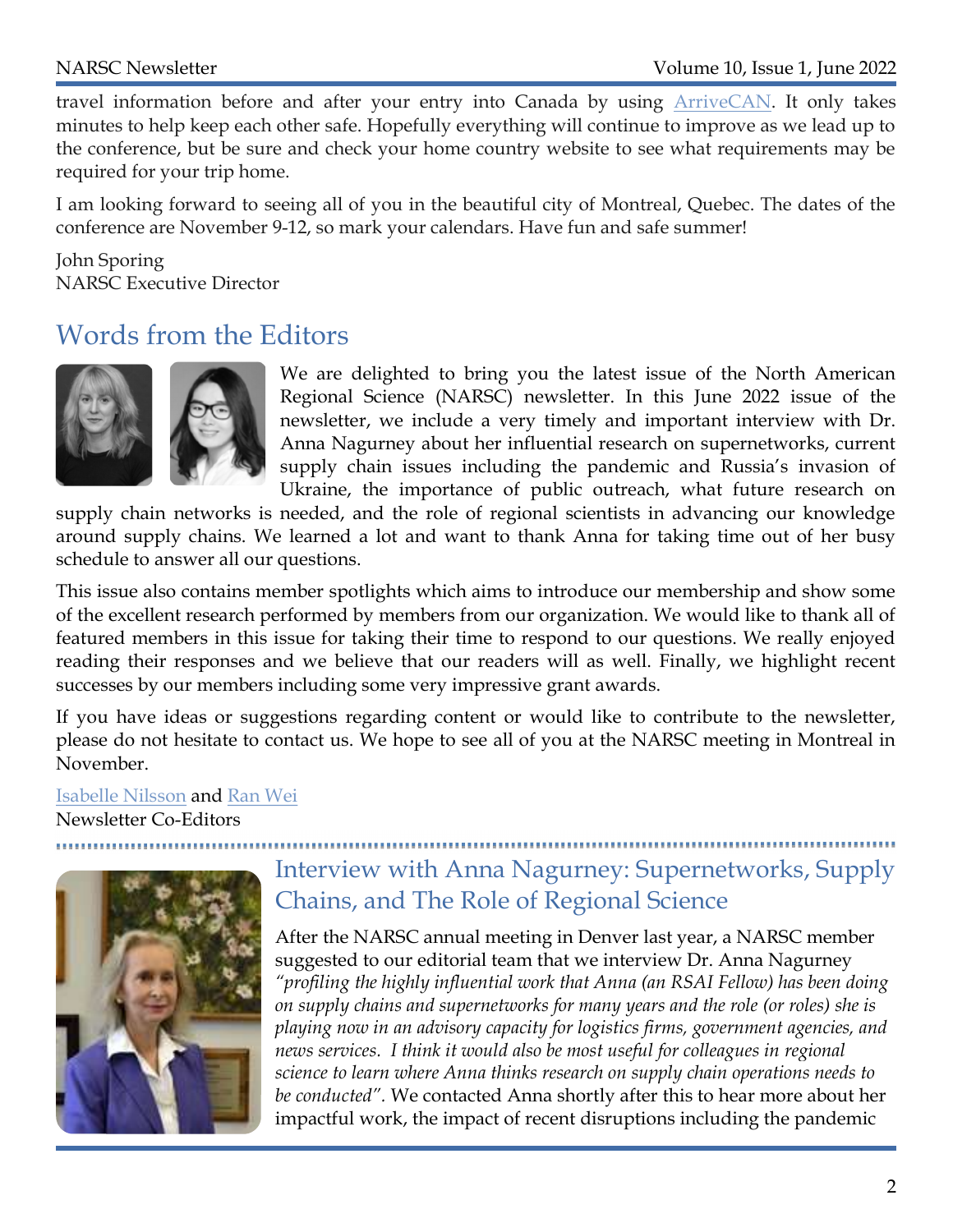travel information before and after your entry into Canada by using ArriveCAN. It only takes minutes to help keep each other safe. Hopefully everything will continue to improve as we lead up to the conference, but be sure and check your home country website to see what requirements may be required for your trip home.

I am looking forward to seeing all of you in the beautiful city of Montreal, Quebec. The dates of the conference are November 9-12, so mark your calendars. Have fun and safe summer!

John Sporing
NARSC Executive Director

## Words from the Editors

We are delighted to bring you the latest issue of the North American Regional Science (NARSC) newsletter. In this June 2022 issue of the newsletter, we include a very timely and important interview with Dr. Anna Nagurney about her influential research on supernetworks, current supply chain issues including the pandemic and Russia's invasion of Ukraine, the importance of public outreach, what future research on supply chain networks is needed, and the role of regional scientists in advancing our knowledge around supply chains. We learned a lot and want to thank Anna for taking time out of her busy schedule to answer all our questions.

This issue also contains member spotlights which aims to introduce our membership and show some of the excellent research performed by members from our organization. We would like to thank all of featured members in this issue for taking their time to respond to our questions. We really enjoyed reading their responses and we believe that our readers will as well. Finally, we highlight recent successes by our members including some very impressive grant awards.

If you have ideas or suggestions regarding content or would like to contribute to the newsletter, please do not hesitate to contact us. We hope to see all of you at the NARSC meeting in Montreal in November.

Isabelle Nilsson and Ran Wei
Newsletter Co-Editors

## Interview with Anna Nagurney: Supernetworks, Supply Chains, and The Role of Regional Science

After the NARSC annual meeting in Denver last year, a NARSC member suggested to our editorial team that we interview Dr. Anna Nagurney *"profiling the highly influential work that Anna (an RSAI Fellow) has been doing on supply chains and supernetworks for many years and the role (or roles) she is playing now in an advisory capacity for logistics firms, government agencies, and news services. I think it would also be most useful for colleagues in regional science to learn where Anna thinks research on supply chain operations needs to be conducted"*. We contacted Anna shortly after this to hear more about her impactful work, the impact of recent disruptions including the pandemic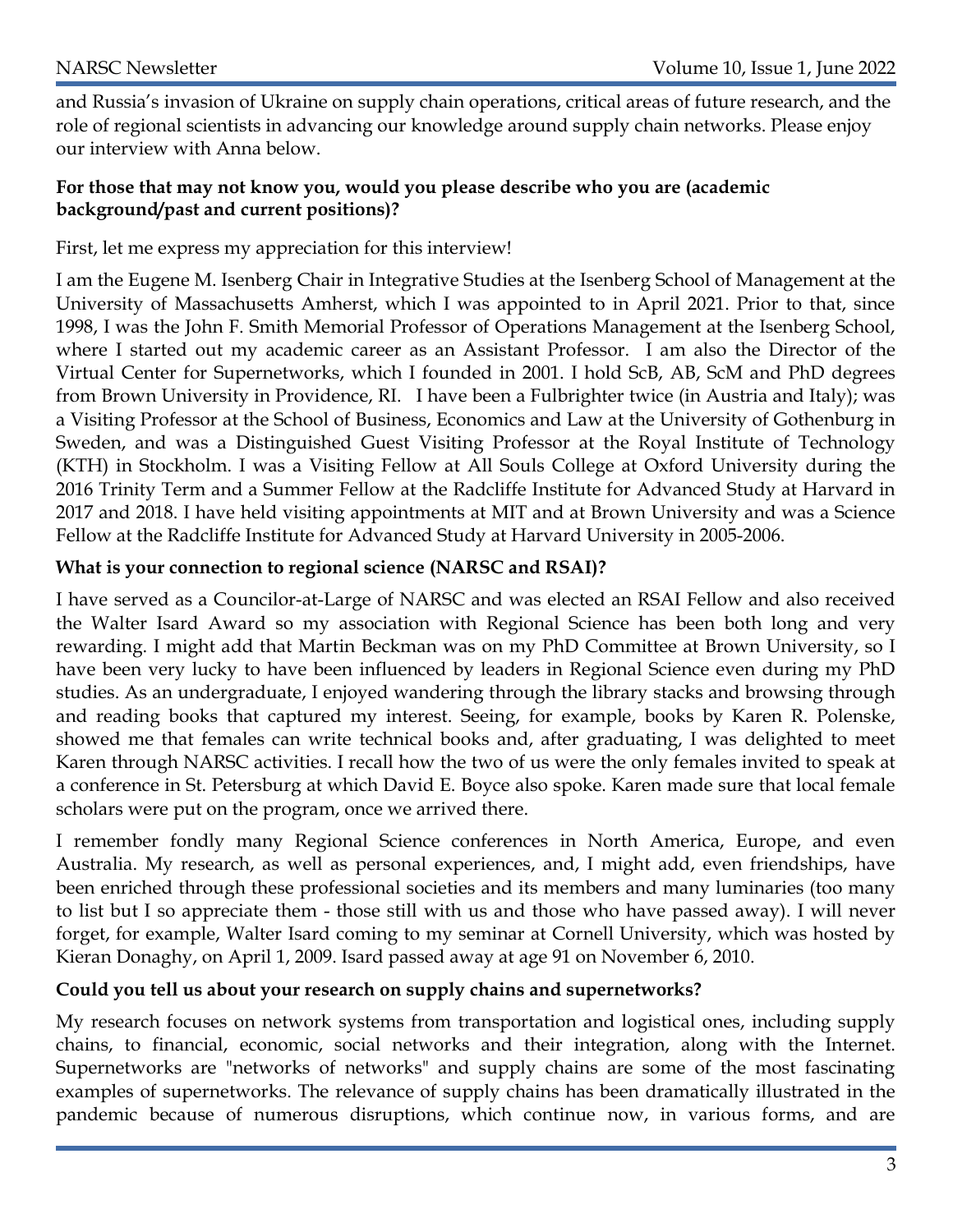and Russia's invasion of Ukraine on supply chain operations, critical areas of future research, and the role of regional scientists in advancing our knowledge around supply chain networks. Please enjoy our interview with Anna below.

**For those that may not know you, would you please describe who you are (academic background/past and current positions)?**

First, let me express my appreciation for this interview!

I am the Eugene M. Isenberg Chair in Integrative Studies at the Isenberg School of Management at the University of Massachusetts Amherst, which I was appointed to in April 2021. Prior to that, since 1998, I was the John F. Smith Memorial Professor of Operations Management at the Isenberg School, where I started out my academic career as an Assistant Professor. I am also the Director of the Virtual Center for Supernetworks, which I founded in 2001. I hold ScB, AB, ScM and PhD degrees from Brown University in Providence, RI. I have been a Fulbrighter twice (in Austria and Italy); was a Visiting Professor at the School of Business, Economics and Law at the University of Gothenburg in Sweden, and was a Distinguished Guest Visiting Professor at the Royal Institute of Technology (KTH) in Stockholm. I was a Visiting Fellow at All Souls College at Oxford University during the 2016 Trinity Term and a Summer Fellow at the Radcliffe Institute for Advanced Study at Harvard in 2017 and 2018. I have held visiting appointments at MIT and at Brown University and was a Science Fellow at the Radcliffe Institute for Advanced Study at Harvard University in 2005-2006.

**What is your connection to regional science (NARSC and RSAI)?**

I have served as a Councilor-at-Large of NARSC and was elected an RSAI Fellow and also received the Walter Isard Award so my association with Regional Science has been both long and very rewarding. I might add that Martin Beckman was on my PhD Committee at Brown University, so I have been very lucky to have been influenced by leaders in Regional Science even during my PhD studies. As an undergraduate, I enjoyed wandering through the library stacks and browsing through and reading books that captured my interest. Seeing, for example, books by Karen R. Polenske, showed me that females can write technical books and, after graduating, I was delighted to meet Karen through NARSC activities. I recall how the two of us were the only females invited to speak at a conference in St. Petersburg at which David E. Boyce also spoke. Karen made sure that local female scholars were put on the program, once we arrived there.

I remember fondly many Regional Science conferences in North America, Europe, and even Australia. My research, as well as personal experiences, and, I might add, even friendships, have been enriched through these professional societies and its members and many luminaries (too many to list but I so appreciate them - those still with us and those who have passed away). I will never forget, for example, Walter Isard coming to my seminar at Cornell University, which was hosted by Kieran Donaghy, on April 1, 2009. Isard passed away at age 91 on November 6, 2010.

**Could you tell us about your research on supply chains and supernetworks?**

My research focuses on network systems from transportation and logistical ones, including supply chains, to financial, economic, social networks and their integration, along with the Internet. Supernetworks are "networks of networks" and supply chains are some of the most fascinating examples of supernetworks. The relevance of supply chains has been dramatically illustrated in the pandemic because of numerous disruptions, which continue now, in various forms, and are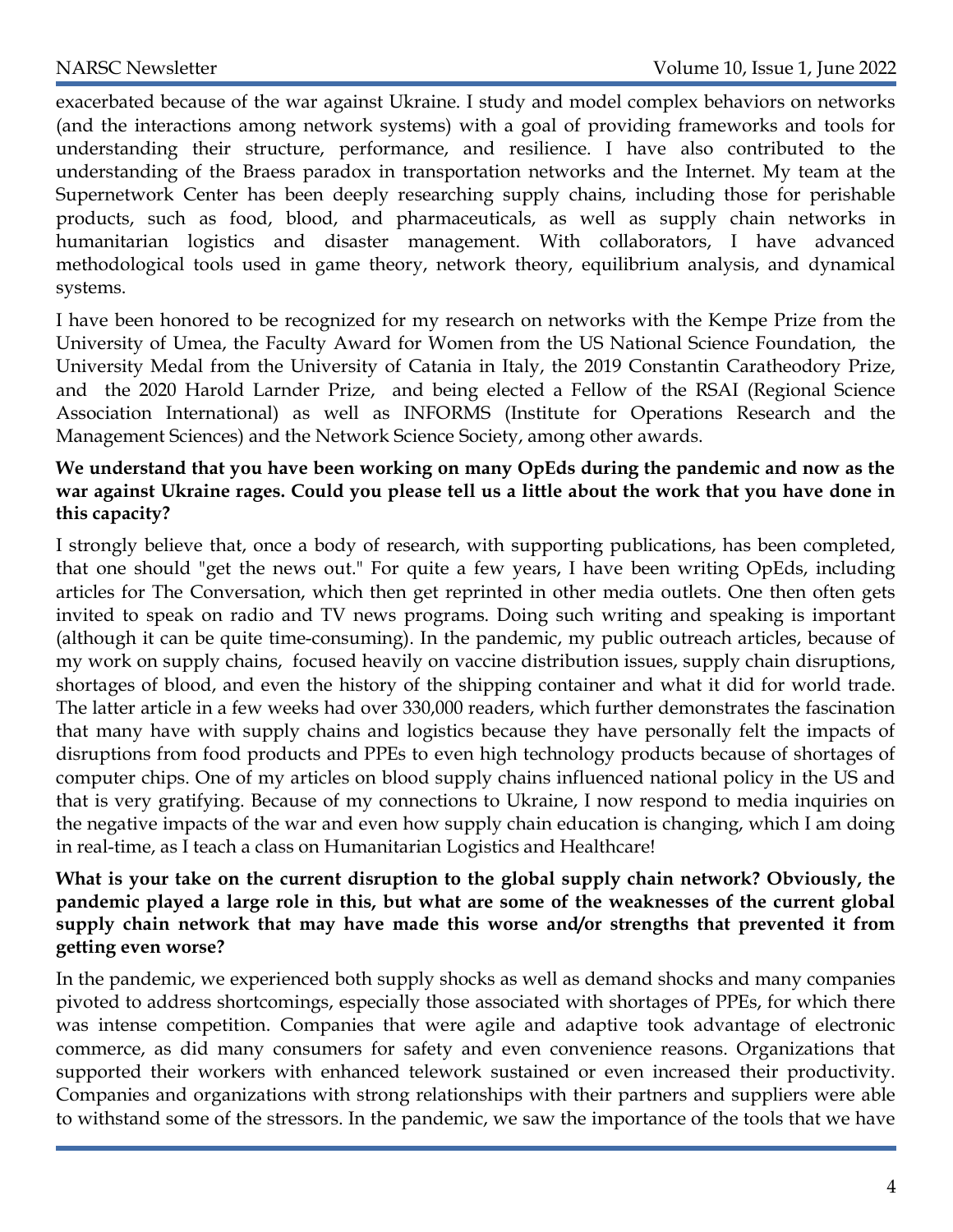exacerbated because of the war against Ukraine. I study and model complex behaviors on networks (and the interactions among network systems) with a goal of providing frameworks and tools for understanding their structure, performance, and resilience. I have also contributed to the understanding of the Braess paradox in transportation networks and the Internet. My team at the Supernetwork Center has been deeply researching supply chains, including those for perishable products, such as food, blood, and pharmaceuticals, as well as supply chain networks in humanitarian logistics and disaster management. With collaborators, I have advanced methodological tools used in game theory, network theory, equilibrium analysis, and dynamical systems.

I have been honored to be recognized for my research on networks with the Kempe Prize from the University of Umea, the Faculty Award for Women from the US National Science Foundation, the University Medal from the University of Catania in Italy, the 2019 Constantin Caratheodory Prize, and the 2020 Harold Larnder Prize, and being elected a Fellow of the RSAI (Regional Science Association International) as well as INFORMS (Institute for Operations Research and the Management Sciences) and the Network Science Society, among other awards.

**We understand that you have been working on many OpEds during the pandemic and now as the war against Ukraine rages. Could you please tell us a little about the work that you have done in this capacity?**

I strongly believe that, once a body of research, with supporting publications, has been completed, that one should "get the news out." For quite a few years, I have been writing OpEds, including articles for The Conversation, which then get reprinted in other media outlets. One then often gets invited to speak on radio and TV news programs. Doing such writing and speaking is important (although it can be quite time-consuming). In the pandemic, my public outreach articles, because of my work on supply chains, focused heavily on vaccine distribution issues, supply chain disruptions, shortages of blood, and even the history of the shipping container and what it did for world trade. The latter article in a few weeks had over 330,000 readers, which further demonstrates the fascination that many have with supply chains and logistics because they have personally felt the impacts of disruptions from food products and PPEs to even high technology products because of shortages of computer chips. One of my articles on blood supply chains influenced national policy in the US and that is very gratifying. Because of my connections to Ukraine, I now respond to media inquiries on the negative impacts of the war and even how supply chain education is changing, which I am doing in real-time, as I teach a class on Humanitarian Logistics and Healthcare!

**What is your take on the current disruption to the global supply chain network? Obviously, the pandemic played a large role in this, but what are some of the weaknesses of the current global supply chain network that may have made this worse and/or strengths that prevented it from getting even worse?**

In the pandemic, we experienced both supply shocks as well as demand shocks and many companies pivoted to address shortcomings, especially those associated with shortages of PPEs, for which there was intense competition. Companies that were agile and adaptive took advantage of electronic commerce, as did many consumers for safety and even convenience reasons. Organizations that supported their workers with enhanced telework sustained or even increased their productivity. Companies and organizations with strong relationships with their partners and suppliers were able to withstand some of the stressors. In the pandemic, we saw the importance of the tools that we have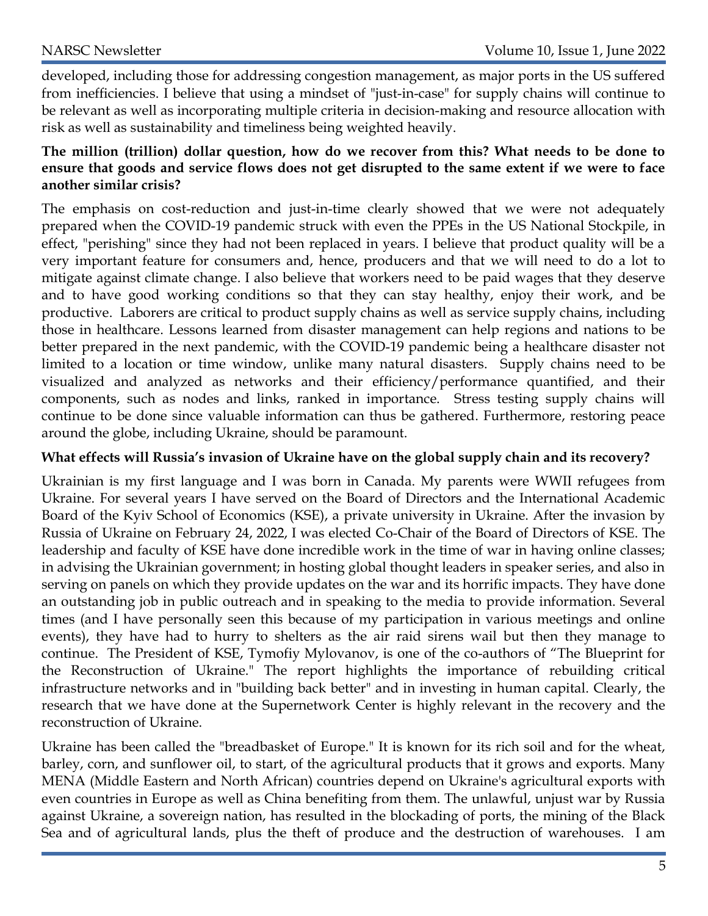developed, including those for addressing congestion management, as major ports in the US suffered from inefficiencies. I believe that using a mindset of "just-in-case" for supply chains will continue to be relevant as well as incorporating multiple criteria in decision-making and resource allocation with risk as well as sustainability and timeliness being weighted heavily.

**The million (trillion) dollar question, how do we recover from this? What needs to be done to ensure that goods and service flows does not get disrupted to the same extent if we were to face another similar crisis?**

The emphasis on cost-reduction and just-in-time clearly showed that we were not adequately prepared when the COVID-19 pandemic struck with even the PPEs in the US National Stockpile, in effect, "perishing" since they had not been replaced in years. I believe that product quality will be a very important feature for consumers and, hence, producers and that we will need to do a lot to mitigate against climate change. I also believe that workers need to be paid wages that they deserve and to have good working conditions so that they can stay healthy, enjoy their work, and be productive. Laborers are critical to product supply chains as well as service supply chains, including those in healthcare. Lessons learned from disaster management can help regions and nations to be better prepared in the next pandemic, with the COVID-19 pandemic being a healthcare disaster not limited to a location or time window, unlike many natural disasters. Supply chains need to be visualized and analyzed as networks and their efficiency/performance quantified, and their components, such as nodes and links, ranked in importance. Stress testing supply chains will continue to be done since valuable information can thus be gathered. Furthermore, restoring peace around the globe, including Ukraine, should be paramount.

**What effects will Russia's invasion of Ukraine have on the global supply chain and its recovery?**

Ukrainian is my first language and I was born in Canada. My parents were WWII refugees from Ukraine. For several years I have served on the Board of Directors and the International Academic Board of the Kyiv School of Economics (KSE), a private university in Ukraine. After the invasion by Russia of Ukraine on February 24, 2022, I was elected Co-Chair of the Board of Directors of KSE. The leadership and faculty of KSE have done incredible work in the time of war in having online classes; in advising the Ukrainian government; in hosting global thought leaders in speaker series, and also in serving on panels on which they provide updates on the war and its horrific impacts. They have done an outstanding job in public outreach and in speaking to the media to provide information. Several times (and I have personally seen this because of my participation in various meetings and online events), they have had to hurry to shelters as the air raid sirens wail but then they manage to continue. The President of KSE, Tymofiy Mylovanov, is one of the co-authors of "The Blueprint for the Reconstruction of Ukraine." The report highlights the importance of rebuilding critical infrastructure networks and in "building back better" and in investing in human capital. Clearly, the research that we have done at the Supernetwork Center is highly relevant in the recovery and the reconstruction of Ukraine.

Ukraine has been called the "breadbasket of Europe." It is known for its rich soil and for the wheat, barley, corn, and sunflower oil, to start, of the agricultural products that it grows and exports. Many MENA (Middle Eastern and North African) countries depend on Ukraine's agricultural exports with even countries in Europe as well as China benefiting from them. The unlawful, unjust war by Russia against Ukraine, a sovereign nation, has resulted in the blockading of ports, the mining of the Black Sea and of agricultural lands, plus the theft of produce and the destruction of warehouses. I am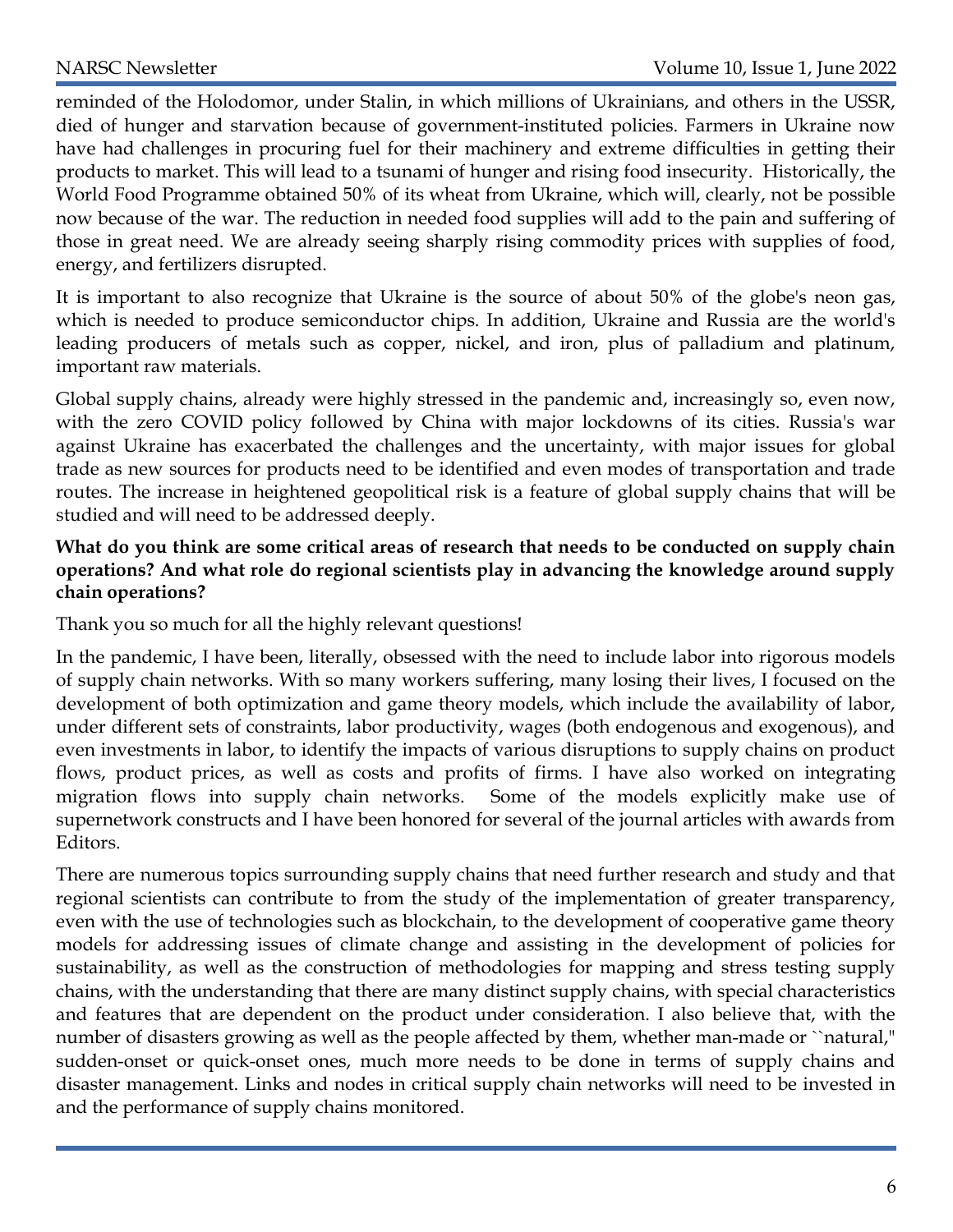reminded of the Holodomor, under Stalin, in which millions of Ukrainians, and others in the USSR, died of hunger and starvation because of government-instituted policies. Farmers in Ukraine now have had challenges in procuring fuel for their machinery and extreme difficulties in getting their products to market. This will lead to a tsunami of hunger and rising food insecurity. Historically, the World Food Programme obtained 50% of its wheat from Ukraine, which will, clearly, not be possible now because of the war. The reduction in needed food supplies will add to the pain and suffering of those in great need. We are already seeing sharply rising commodity prices with supplies of food, energy, and fertilizers disrupted.

It is important to also recognize that Ukraine is the source of about 50% of the globe's neon gas, which is needed to produce semiconductor chips. In addition, Ukraine and Russia are the world's leading producers of metals such as copper, nickel, and iron, plus of palladium and platinum, important raw materials.

Global supply chains, already were highly stressed in the pandemic and, increasingly so, even now, with the zero COVID policy followed by China with major lockdowns of its cities. Russia's war against Ukraine has exacerbated the challenges and the uncertainty, with major issues for global trade as new sources for products need to be identified and even modes of transportation and trade routes. The increase in heightened geopolitical risk is a feature of global supply chains that will be studied and will need to be addressed deeply.

**What do you think are some critical areas of research that needs to be conducted on supply chain operations? And what role do regional scientists play in advancing the knowledge around supply chain operations?**

Thank you so much for all the highly relevant questions!

In the pandemic, I have been, literally, obsessed with the need to include labor into rigorous models of supply chain networks. With so many workers suffering, many losing their lives, I focused on the development of both optimization and game theory models, which include the availability of labor, under different sets of constraints, labor productivity, wages (both endogenous and exogenous), and even investments in labor, to identify the impacts of various disruptions to supply chains on product flows, product prices, as well as costs and profits of firms. I have also worked on integrating migration flows into supply chain networks. Some of the models explicitly make use of supernetwork constructs and I have been honored for several of the journal articles with awards from Editors.

There are numerous topics surrounding supply chains that need further research and study and that regional scientists can contribute to from the study of the implementation of greater transparency, even with the use of technologies such as blockchain, to the development of cooperative game theory models for addressing issues of climate change and assisting in the development of policies for sustainability, as well as the construction of methodologies for mapping and stress testing supply chains, with the understanding that there are many distinct supply chains, with special characteristics and features that are dependent on the product under consideration. I also believe that, with the number of disasters growing as well as the people affected by them, whether man-made or ``natural," sudden-onset or quick-onset ones, much more needs to be done in terms of supply chains and disaster management. Links and nodes in critical supply chain networks will need to be invested in and the performance of supply chains monitored.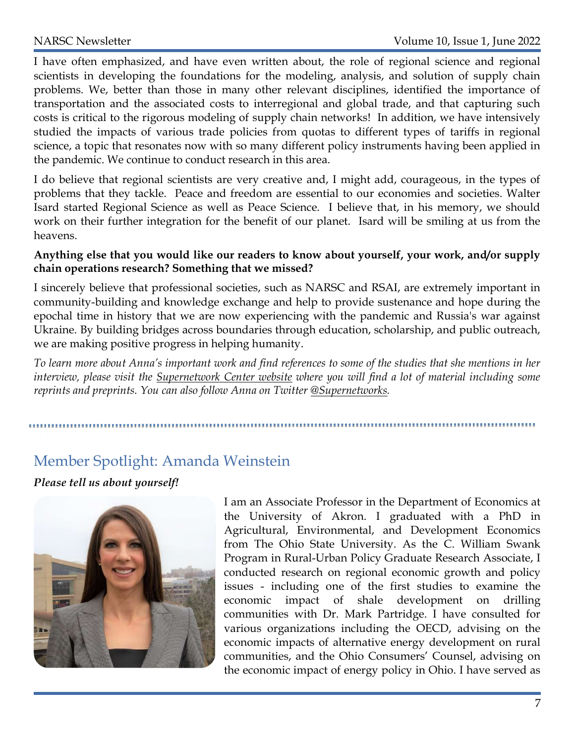I have often emphasized, and have even written about, the role of regional science and regional scientists in developing the foundations for the modeling, analysis, and solution of supply chain problems. We, better than those in many other relevant disciplines, identified the importance of transportation and the associated costs to interregional and global trade, and that capturing such costs is critical to the rigorous modeling of supply chain networks! In addition, we have intensively studied the impacts of various trade policies from quotas to different types of tariffs in regional science, a topic that resonates now with so many different policy instruments having been applied in the pandemic. We continue to conduct research in this area.

I do believe that regional scientists are very creative and, I might add, courageous, in the types of problems that they tackle. Peace and freedom are essential to our economies and societies. Walter Isard started Regional Science as well as Peace Science. I believe that, in his memory, we should work on their further integration for the benefit of our planet. Isard will be smiling at us from the heavens.

**Anything else that you would like our readers to know about yourself, your work, and/or supply chain operations research? Something that we missed?**

I sincerely believe that professional societies, such as NARSC and RSAI, are extremely important in community-building and knowledge exchange and help to provide sustenance and hope during the epochal time in history that we are now experiencing with the pandemic and Russia's war against Ukraine. By building bridges across boundaries through education, scholarship, and public outreach, we are making positive progress in helping humanity.

*To learn more about Anna's important work and find references to some of the studies that she mentions in her interview, please visit the Supernetwork Center website where you will find a lot of material including some reprints and preprints. You can also follow Anna on Twitter @Supernetworks.*

## Member Spotlight: Amanda Weinstein

***Please tell us about yourself!***

I am an Associate Professor in the Department of Economics at the University of Akron. I graduated with a PhD in Agricultural, Environmental, and Development Economics from The Ohio State University. As the C. William Swank Program in Rural-Urban Policy Graduate Research Associate, I conducted research on regional economic growth and policy issues - including one of the first studies to examine the economic impact of shale development on drilling communities with Dr. Mark Partridge. I have consulted for various organizations including the OECD, advising on the economic impacts of alternative energy development on rural communities, and the Ohio Consumers' Counsel, advising on the economic impact of energy policy in Ohio. I have served as